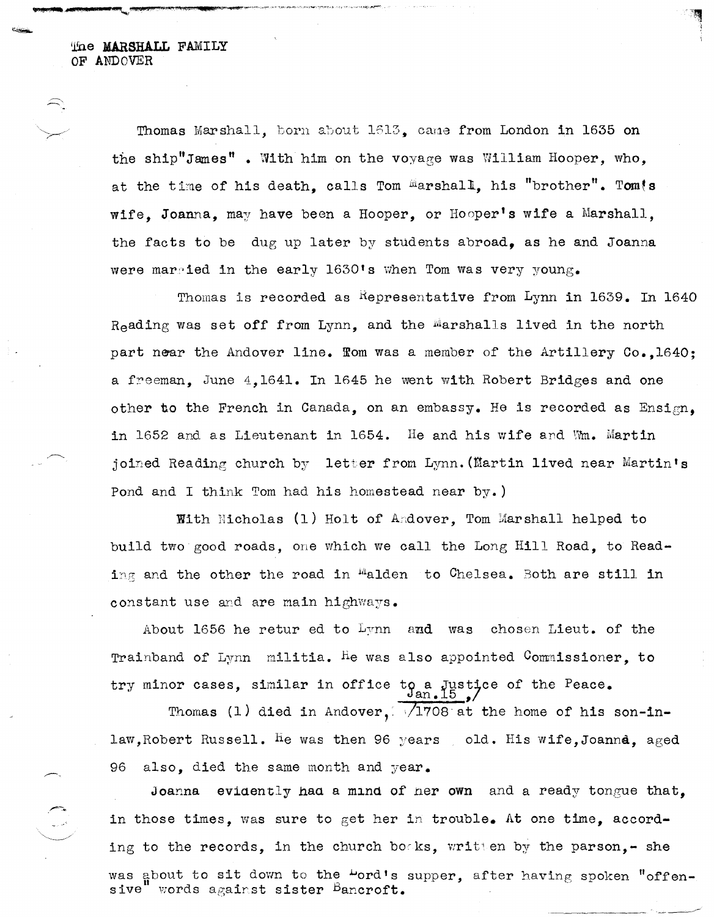# The MARSHALL FAMILY OF ANDOVER

Thomas Marshall, born about 1613, came from London in 1635 on the ship"James" . With him on the voyage was William Hooper, who, at the time of his death, calls Tom Marshall, his "brother". Tom's wife, Joanna, may have been a Hooper, or Hooper's wife a Marshall, the facts to be dug up later by students abroad, as he and Joanna were married in the early 1630's when Tom was very young.

Thomas is recorded as Representative from Lynn in 1639. In 1640 Reading was set off from Lynn, and the Marshalls lived in the north part near the Andover line. Tom was a member of the Artillery Co.,1640; a freeman, June 4,1641. In 1645 he went with Robert Bridges and one other to the French in Canada, on an embassy. He is recorded as Ensign, in 1652 and as Lieutenant in 1654. He and his wife and Wm. Martin joined Reading church by letter from Lynn.(Martin lived near Martin's Pond and I think Tom had his homestead near by.)

With Nicholas (1) Holt of Andover, Tom Marshall helped to build two good roads, one which we call the Long Hill Road, to Reading and the other the road in Malden to Chelsea. Both are still in constant use and are main highways.

About 1656 he returned to Lynn and was chosen Lieut. of the Trainband of Lynn militia. He was also appointed Commissioner, to try minor cases, similar in office to a Justice of the Peace.

Thomas (1) died in Andover, Jan.15,1708 at the home of his son-in-law,Robert Russell. He was then 96 years old. His wife,Joanna, aged 96 also, died the same month and year.

Joanna evidently had a mind of her own and a ready tongue that, in those times, was sure to get her in trouble. At one time, according to the records, in the church books, written by the parson,- she was about to sit down to the Lord's supper, after having spoken "offensive" words against sister Bancroft.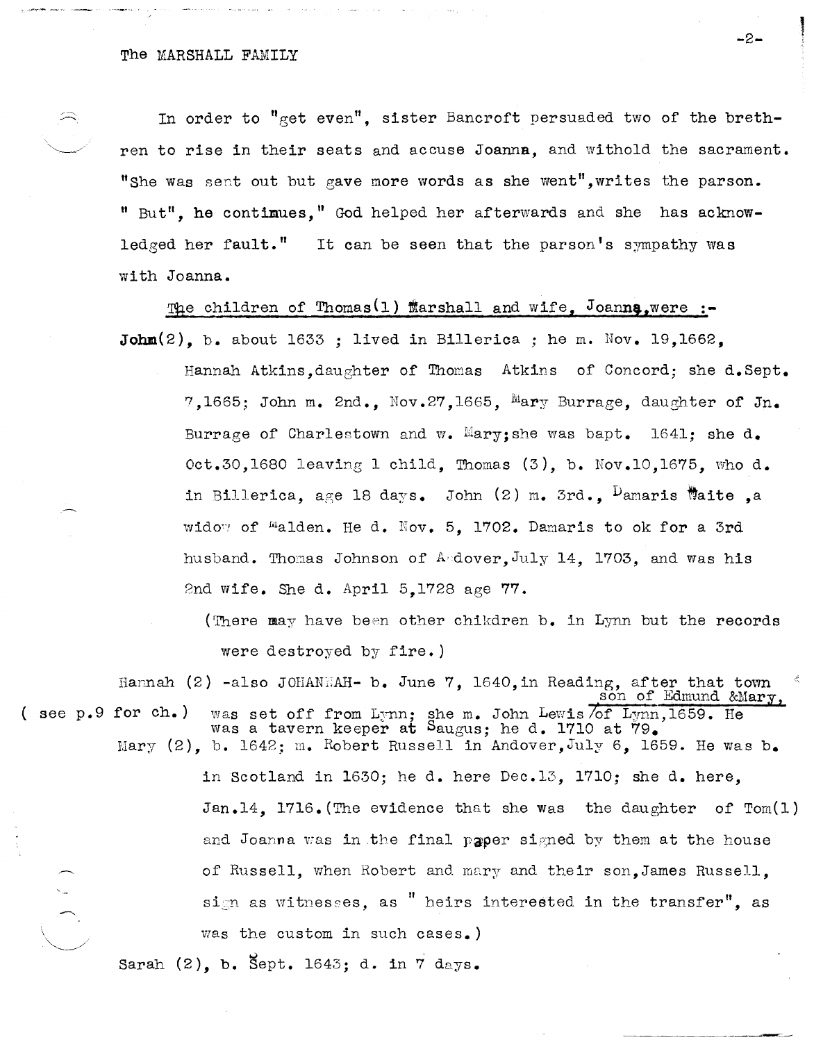In order to "get even", sister Bancroft persuaded two of the brethren to rise in their seats and accuse Joanna, and withold the sacrament. "She was sent out but gave more words as she went", writes the parson. " But", he continues," God helped her afterwards and she has acknowledged her fault." It can be seen that the parson's sympathy was with Joanna.

The children of Thomas(1) Marshall and wife, Joanna, were :-

**John**(2), b. about 1633 ; lived in Billerica ; he m. Nov. 19,1662, Hannah Atkins, daughter of Thomas Atkins of Concord; she d. Sept. 7,1665; John m. 2nd., Nov.27,1665, Mary Burrage, daughter of Jn. Burrage of Charlestown and w. Mary; she was bapt. 1641; she d. Oct.30,1680 leaving 1 child, Thomas (3), b. Nov.10,1675, who d. in Billerica, age 18 days. John (2) m. 3rd., Damaris Waite ,a widow of Malden. He d. Nov. 5, 1702. Damaris to ok for a 3rd husband. Thomas Johnson of Andover, July 14, 1703, and was his 2nd wife. She d. April 5,1728 age 77.

(There may have been other chikdren b. in Lynn but the records were destroyed by fire.)

Hannah (2) -also JOHANNAH- b. June 7, 1640, in Reading, after that town was set off from Lynn; she m. John Lewis (son of Edmund &Mary, of Lynn, 1659. He was a tavern keeper at Saugus; he d. 1710 at 79. ( see p.9 for ch.)

Mary (2), b. 1642; m. Robert Russell in Andover, July 6, 1659. He was b. in Scotland in 1630; he d. here Dec.13, 1710; she d. here, Jan.14, 1716. (The evidence that she was the daughter of Tom(1) and Joanna was in the final paper signed by them at the house of Russell, when Robert and mary and their son, James Russell, sign as witnesses, as " heirs interested in the transfer", as was the custom in such cases.)

Sarah (2), b. Sept. 1643; d. in 7 days.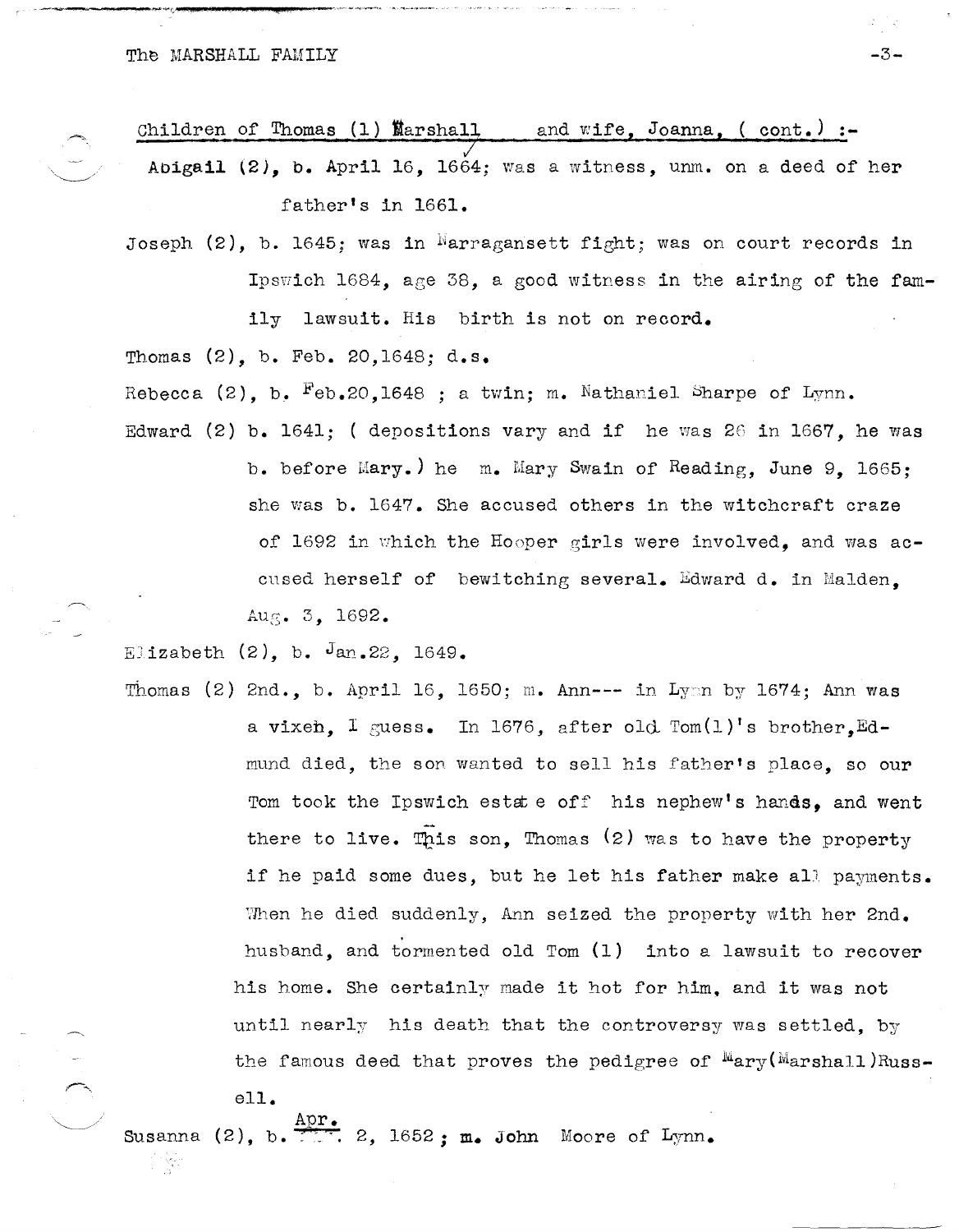Children of Thomas (1) Marshall and wife, Joanna, ( cont.) :-

Abigail (2), b. April 16, 1664; was a witness, unm. on a deed of her father's in 1661.

Joseph (2), b. 1645; was in Narragansett fight; was on court records in Ipswich 1684, age 38, a good witness in the airing of the family lawsuit. His birth is not on record.

Thomas (2), b. Feb. 20,1648; d.s.

Rebecca (2), b. Feb.20,1648 ; a twin; m. Nathaniel Sharpe of Lynn.

Edward (2) b. 1641; ( depositions vary and if he was 26 in 1667, he was b. before Mary.) he m. Mary Swain of Reading, June 9, 1665; she was b. 1647. She accused others in the witchcraft craze of 1692 in which the Hooper girls were involved, and was accused herself of bewitching several. Edward d. in Malden, Aug. 3, 1692.

Elizabeth (2), b. Jan.22, 1649.

Thomas (2) 2nd., b. April 16, 1650; m. Ann--- in Lynn by 1674; Ann was a vixen, I guess. In 1676, after old Tom(1)'s brother,Edmund died, the son wanted to sell his father's place, so our Tom took the Ipswich estate off his nephew's hands, and went there to live. This son, Thomas (2) was to have the property if he paid some dues, but he let his father make all payments. When he died suddenly, Ann seized the property with her 2nd. husband, and tormented old Tom (1) into a lawsuit to recover his home. She certainly made it hot for him, and it was not until nearly his death that the controversy was settled, by the famous deed that proves the pedigree of Mary(Marshall)Russell.

Susanna (2), b. Apr. 2, 1652; m. John Moore of Lynn.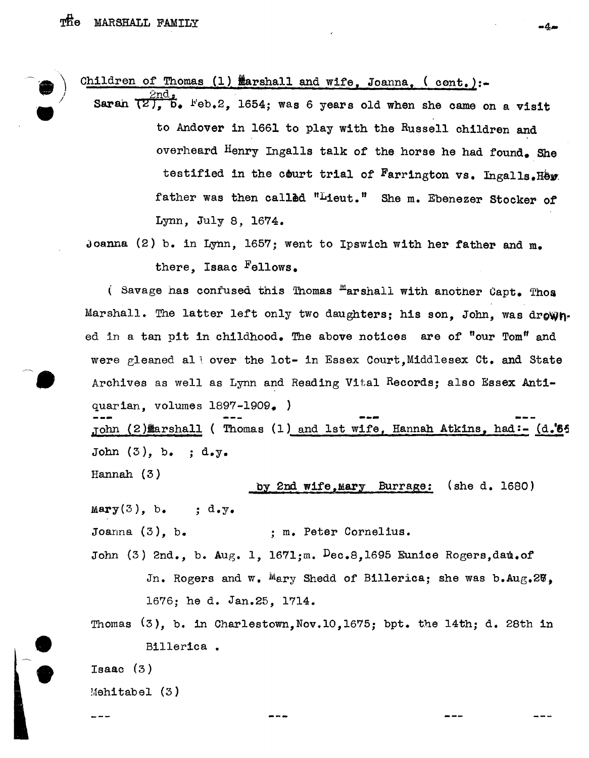Children of Thomas (1) Marshall and wife, Joanna, ( cont.):-

Sarah (2), 2nd, b. Feb.2, 1654; was 6 years old when she came on a visit to Andover in 1661 to play with the Russell children and overheard Henry Ingalls talk of the horse he had found. She testified in the court trial of Farrington vs. Ingalls. Her father was then called "Lieut." She m. Ebenezer Stocker of Lynn, July 8, 1674.

Joanna (2) b. in Lynn, 1657; went to Ipswich with her father and m. there, Isaac Fellows.

( Savage has confused this Thomas Marshall with another Capt. Thos Marshall. The latter left only two daughters; his son, John, was drowned in a tan pit in childhood. The above notices are of "our Tom" and were gleaned all over the lot- in Essex Court, Middlesex Ct. and State Archives as well as Lynn and Reading Vital Records; also Essex Antiquarian, volumes 1897-1909. )

--- --- --- ---

John (2) Marshall ( Thomas (1) and 1st wife, Hannah Atkins, had:- (d.'65

John (3), b. ; d.y.

Hannah (3)

by 2nd wife, Mary Burrage: (she d. 1680)

Mary (3), b. ; d.y.

Joanna (3), b. ; m. Peter Cornelius.

John (3) 2nd., b. Aug. 1, 1671; m. Dec.8, 1695 Eunice Rogers, dau. of Jn. Rogers and w. Mary Shedd of Billerica; she was b. Aug.26, 1676; he d. Jan.25, 1714.

Thomas (3), b. in Charlestown, Nov.10, 1675; bpt. the 14th; d. 28th in Billerica .

Isaac (3)

Mehitabel (3)

--- --- --- ---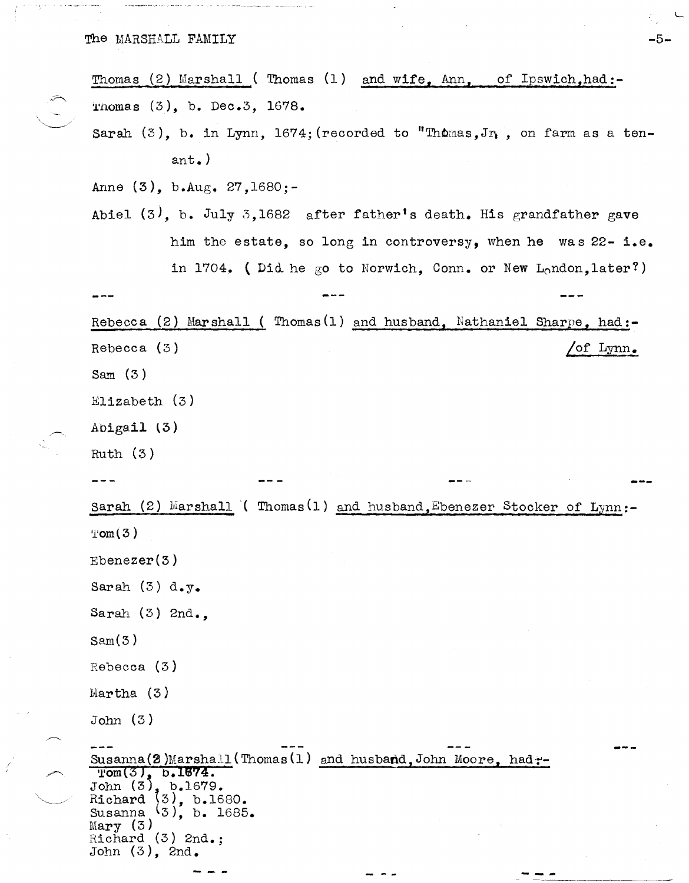Thomas (2) Marshall ( Thomas (1) and wife, Ann, of Ipswich,had:-

Thomas (3), b. Dec.3, 1678.

Sarah (3), b. in Lynn, 1674;(recorded to "Thomas,Jr , on farm as a tenant.)

Anne (3), b.Aug. 27,1680;-

Abiel (3), b. July 3,1682 after father's death. His grandfather gave him the estate, so long in controversy, when he was 22- i.e. in 1704. ( Did he go to Norwich, Conn. or New London,later?)

--- --- ---

Rebecca (2) Marshall ( Thomas(1) and husband, Nathaniel Sharpe, had:- /of Lynn.

Rebecca (3)

Sam (3)

Elizabeth (3)

Abigail (3)

Ruth (3)

--- --- --- ---

Sarah (2) Marshall ( Thomas(1) and husband,Ebenezer Stocker of Lynn:-

Tom(3)

Ebenezer(3)

Sarah (3) d.y.

Sarah (3) 2nd.,

Sam(3)

Rebecca (3)

Martha (3)

John (3)

--- --- --- ---

Susanna(2)Marshall(Thomas(1) and husband,John Moore, had:-

Tom(3), b.1674.
John (3), b.1679.
Richard (3), b.1680.
Susanna (3), b. 1685.
Mary (3)
Richard (3) 2nd.;
John (3), 2nd.

--- --- ---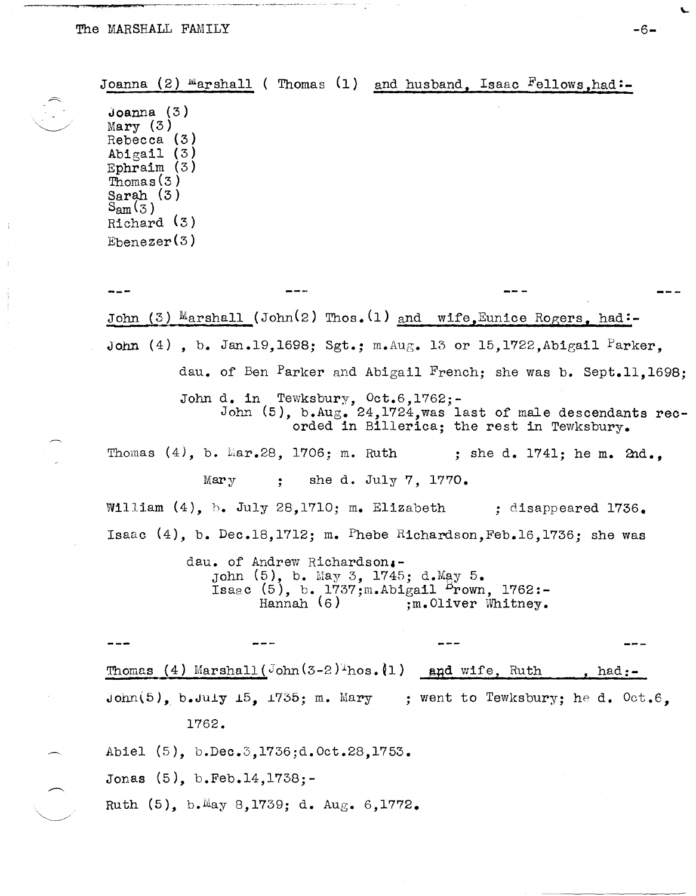Joanna (2) Marshall ( Thomas (1) and husband, Isaac Fellows,had:-

Joanna (3)
Mary (3)
Rebecca (3)
Abigail (3)
Ephraim (3)
Thomas(3)
Sarah (3)
Sam(3)
Richard (3)
Ebenezer(3)

--- --- --- ---

John (3) Marshall (John(2) Thos.(1) and wife,Eunice Rogers, had:-

John (4) , b. Jan.19,1698; Sgt.; m.Aug. 13 or 15,1722,Abigail Parker,

dau. of Ben Parker and Abigail French; she was b. Sept.11,1698;

John d. in Tewksbury, Oct.6,1762;-
John (5), b.Aug. 24,1724,was last of male descendants recorded in Billerica; the rest in Tewksbury.

Thomas (4), b. Mar.28, 1706; m. Ruth ; she d. 1741; he m. 2nd.,

Mary ; she d. July 7, 1770.

William (4), b. July 28,1710; m. Elizabeth ; disappeared 1736.

Isaac (4), b. Dec.18,1712; m. Phebe Richardson,Feb.16,1736; she was

dau. of Andrew Richardson:-
John (5), b. May 3, 1745; d.May 5.
Isaac (5), b. 1737;m.Abigail Brown, 1762:-
Hannah (6) ;m.Oliver Whitney.

--- --- --- ---

Thomas (4) Marshall(John(3-2)Thos.(1) and wife, Ruth , had:-

John(5), b.July 15, 1735; m. Mary ; went to Tewksbury; he d. Oct.6, 1762.

Abiel (5), b.Dec.3,1736;d.Oct.28,1753.

Jonas (5), b.Feb.14,1738;-

Ruth (5), b.May 8,1739; d. Aug. 6,1772.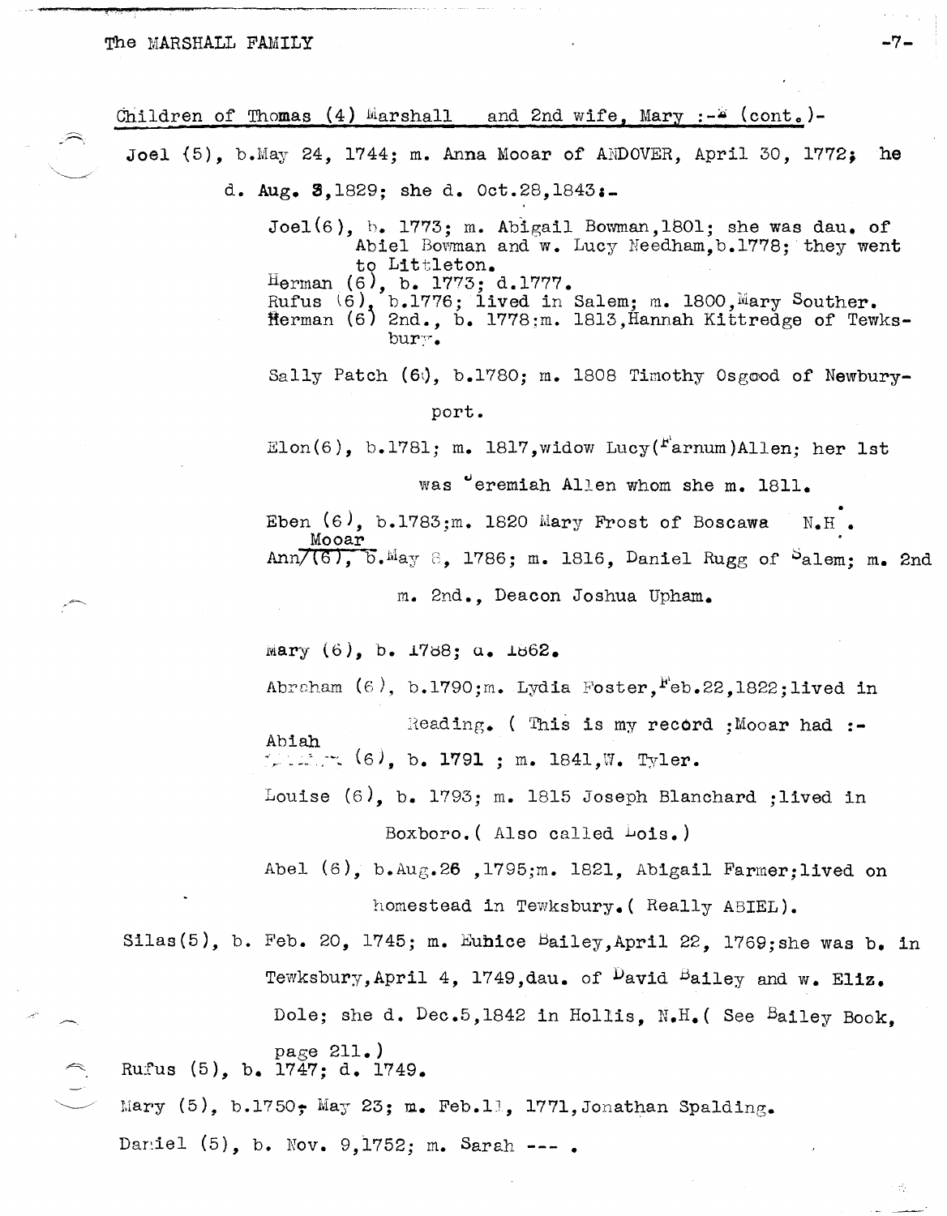Children of Thomas (4) Marshall and 2nd wife, Mary :-* (cont.)-

Joel (5), b.May 24, 1744; m. Anna Mooar of ANDOVER, April 30, 1772; he d. Aug. 3,1829; she d. Oct.28,1843:-

Joel(6), b. 1773; m. Abigail Bowman,1801; she was dau. of Abiel Bowman and w. Lucy Needham,b.1778; they went to Littleton.

Herman (6), b. 1773; d.1777.

Rufus (6), b.1776; lived in Salem; m. 1800,Mary Souther.

Herman (6) 2nd., b. 1778:m. 1813,Hannah Kittredge of Tewksbury.

Sally Patch (6), b.1780; m. 1808 Timothy Osgood of Newburyport.

Elon(6), b.1781; m. 1817,widow Lucy(Farnum)Allen; her 1st was Jeremiah Allen whom she m. 1811.

Eben (6), b.1783;m. 1820 Mary Frost of Boscawa N.H.

Ann Mooar (6), b.May 8, 1786; m. 1816, Daniel Rugg of Salem; m. 2nd m. 2nd., Deacon Joshua Upham.

Mary (6), b. 1788; d. 1862.

Abraham (6), b.1790;m. Lydia Foster,Feb.22,1822;lived in Reading. ( This is my record ;Mooar had :-

Abiah (6), b. 1791 ; m. 1841,W. Tyler.

Louise (6), b. 1793; m. 1815 Joseph Blanchard ;lived in Boxboro.( Also called Lois.)

Abel (6), b.Aug.26 ,1795;m. 1821, Abigail Farmer;lived on homestead in Tewksbury.( Really ABIEL).

Silas(5), b. Feb. 20, 1745; m. Eunice Bailey,April 22, 1769;she was b. in Tewksbury,April 4, 1749,dau. of David Bailey and w. Eliz. Dole; she d. Dec.5,1842 in Hollis, N.H.( See Bailey Book, page 211.)

Rufus (5), b. 1747; d. 1749.

Mary (5), b.1750, May 23; m. Feb.11, 1771,Jonathan Spalding.

Daniel (5), b. Nov. 9,1752; m. Sarah --- .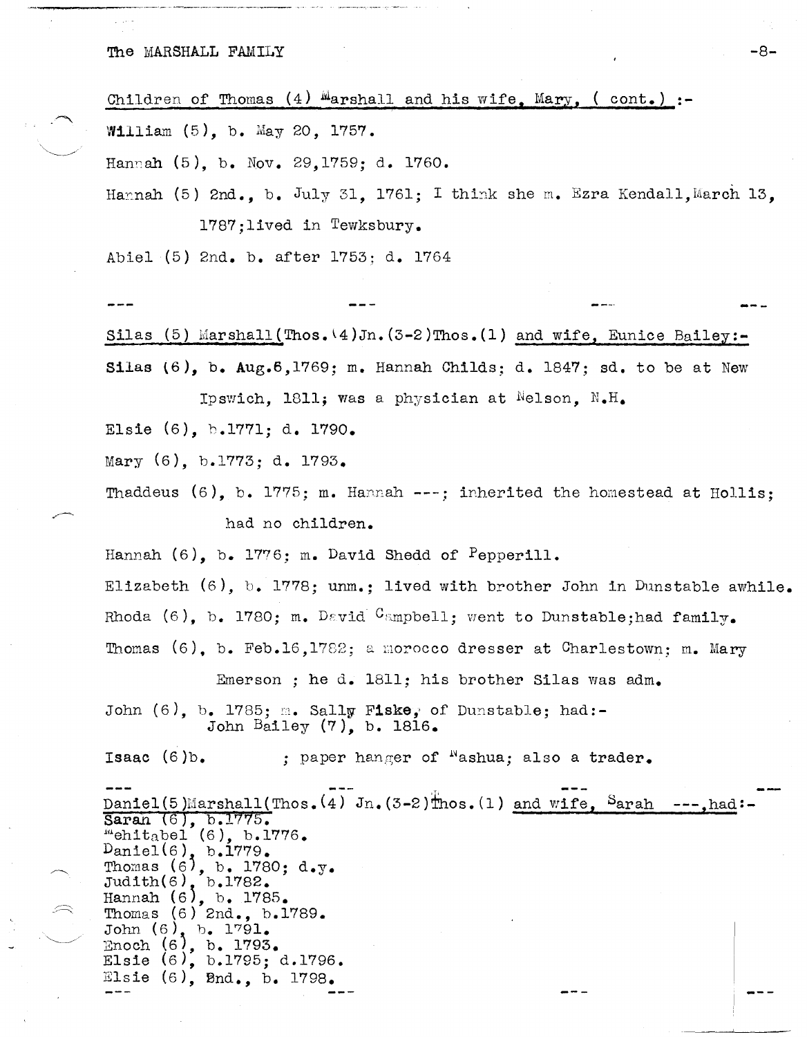Children of Thomas (4) Marshall and his wife, Mary, ( cont.) :-

William (5), b. May 20, 1757.

Hannah (5), b. Nov. 29,1759; d. 1760.

Hannah (5) 2nd., b. July 31, 1761; I think she m. Ezra Kendall,March 13, 1787;lived in Tewksbury.

Abiel (5) 2nd. b. after 1753; d. 1764

--- --- --- ---

Silas (5) Marshall(Thos.(4)Jn.(3-2)Thos.(1) and wife, Eunice Bailey:-

**Silas** (6), b. Aug.6,1769; m. Hannah Childs; d. 1847; sd. to be at New Ipswich, 1811; was a physician at Nelson, N.H.

Elsie (6), b.1771; d. 1790.

Mary (6), b.1773; d. 1793.

Thaddeus (6), b. 1775; m. Hannah ---; inherited the homestead at Hollis; had no children.

Hannah (6), b. 1776; m. David Shedd of Pepperill.

Elizabeth (6), b. 1778; unm.; lived with brother John in Dunstable awhile.

Rhoda (6), b. 1780; m. David Campbell; went to Dunstable;had family.

Thomas (6), b. Feb.16,1782; a morocco dresser at Charlestown; m. Mary Emerson ; he d. 1811; his brother Silas was adm.

John (6), b. 1785; m. Sally **Fiske**, of Dunstable; had:-
John Bailey (7), b. 1816.

**Isaac** (6)b. ; paper hanger of Nashua; also a trader.

--- --- --- ---

Daniel(5)Marshall(Thos.(4) Jn.(3-2)Thos.(1) and wife, Sarah ---,had:-

Sarah (6), b.1775.
Mehitabel (6), b.1776.
Daniel(6), b.1779.
Thomas (6), b. 1780; d.y.
Judith(6), b.1782.
Hannah (6), b. 1785.
Thomas (6) 2nd., b.1789.
John (6), b. 1791.
Enoch (6), b. 1793.
Elsie (6), b.1795; d.1796.
Elsie (6), 2nd., b. 1798.

--- --- --- ---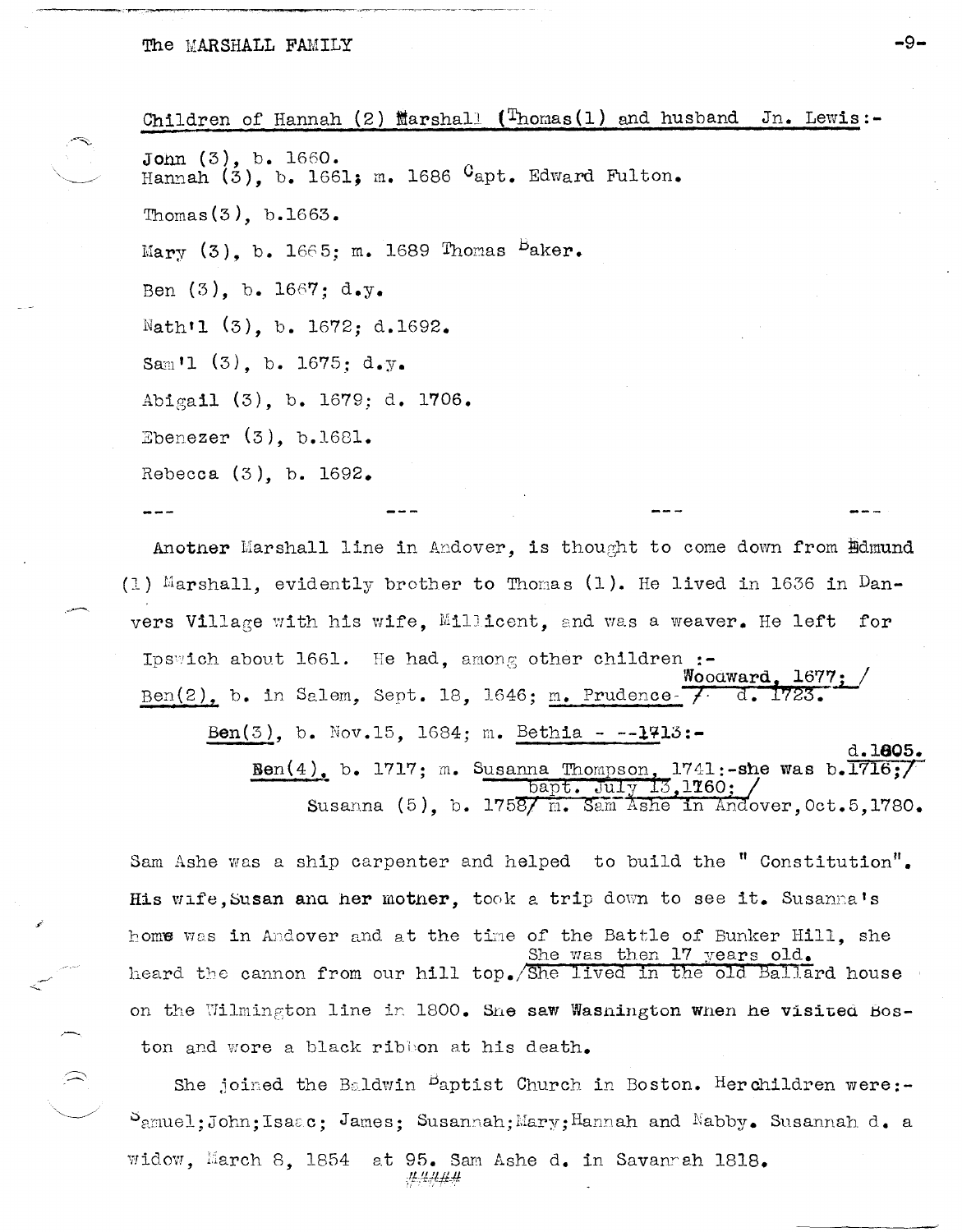Children of Hannah (2) Marshall (Thomas(1) and husband Jn. Lewis:-

John (3), b. 1660.
Hannah (3), b. 1661; m. 1686 Capt. Edward Fulton.

Thomas(3), b.1663.

Mary (3), b. 1665; m. 1689 Thomas Baker.

Ben (3), b. 1667; d.y.

Nath'l (3), b. 1672; d.1692.

Sam'l (3), b. 1675; d.y.

Abigail (3), b. 1679; d. 1706.

Ebenezer (3), b.1681.

Rebecca (3), b. 1692.

--- --- --- ---

Another Marshall line in Andover, is thought to come down from Edmund (1) Marshall, evidently brother to Thomas (1). He lived in 1636 in Danvers Village with his wife, Millicent, and was a weaver. He left for Ipswich about 1661. He had, among other children :-

Ben(2), b. in Salem, Sept. 18, 1646; m. Prudence Woodward, 1677; / d. 1723.

Ben(3), b. Nov.15, 1684; m. Bethia - --1713:-

Ben(4), b. 1717; m. Susanna Thompson, 1741:-she was b.1716;/ d.1805.

Susanna (5), b. 1758/ bapt. July 13,1760; / m. Sam Ashe in Andover,Oct.5,1780.

Sam Ashe was a ship carpenter and helped to build the " Constitution". His wife,Susan and her mother, took a trip down to see it. Susanna's home was in Andover and at the time of the Battle of Bunker Hill, she heard the cannon from our hill top./She was then 17 years old. She lived in the old Ballard house on the Wilmington line in 1800. She saw Washington when he visited Boston and wore a black ribbon at his death.

She joined the Baldwin Baptist Church in Boston. Her children were:- Samuel;John;Isaac; James; Susannah;Mary;Hannah and Nabby. Susannah d. a widow, March 8, 1854 at 95. Sam Ashe d. in Savannah 1818.

####